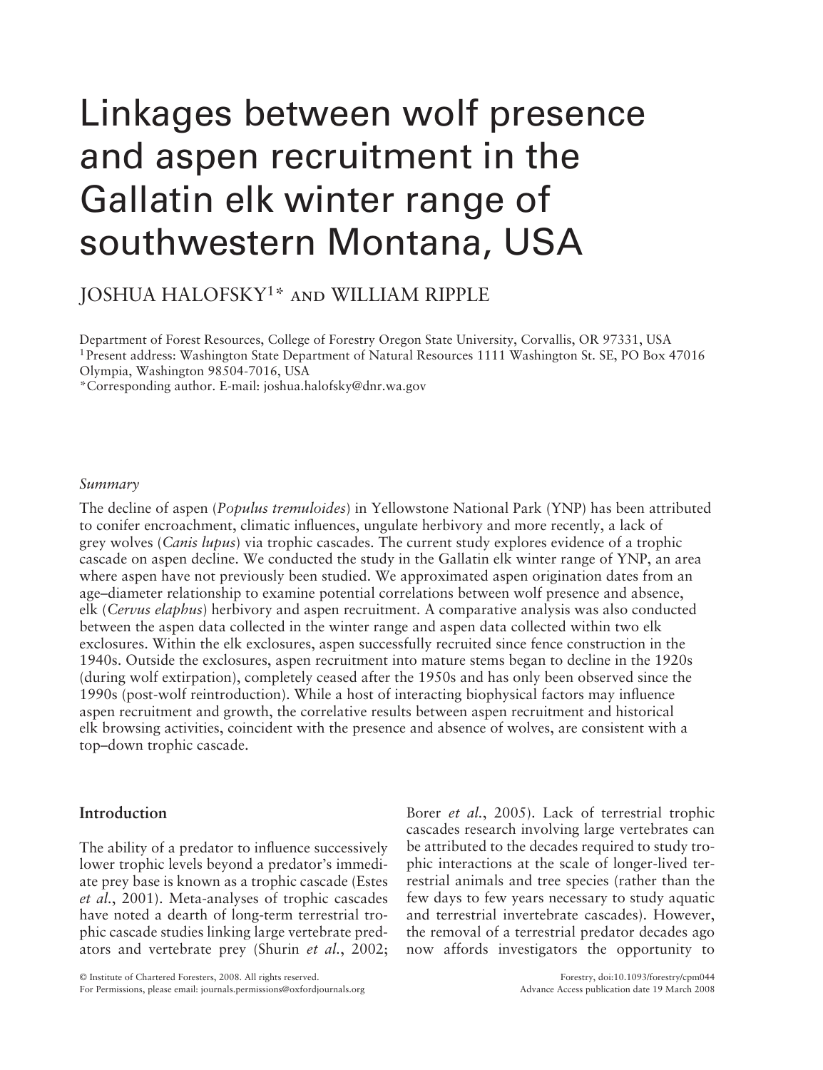# Linkages between wolf presence and aspen recruitment in the Gallatin elk winter range of southwestern Montana, USA

JOSHUA HALOFSKY[1]* AND WILLIAM RIPPLE

Department of Forest Resources, College of Forestry Oregon State University, Corvallis, OR 97331, USA
[1] Present address: Washington State Department of Natural Resources 1111 Washington St. SE, PO Box 47016 Olympia, Washington 98504-7016, USA
*Corresponding author. E-mail: joshua.halofsky@dnr.wa.gov

*Summary*

The decline of aspen (*Populus tremuloides*) in Yellowstone National Park (YNP) has been attributed to conifer encroachment, climatic influences, ungulate herbivory and more recently, a lack of grey wolves (*Canis lupus*) via trophic cascades. The current study explores evidence of a trophic cascade on aspen decline. We conducted the study in the Gallatin elk winter range of YNP, an area where aspen have not previously been studied. We approximated aspen origination dates from an age–diameter relationship to examine potential correlations between wolf presence and absence, elk (*Cervus elaphus*) herbivory and aspen recruitment. A comparative analysis was also conducted between the aspen data collected in the winter range and aspen data collected within two elk exclosures. Within the elk exclosures, aspen successfully recruited since fence construction in the 1940s. Outside the exclosures, aspen recruitment into mature stems began to decline in the 1920s (during wolf extirpation), completely ceased after the 1950s and has only been observed since the 1990s (post-wolf reintroduction). While a host of interacting biophysical factors may influence aspen recruitment and growth, the correlative results between aspen recruitment and historical elk browsing activities, coincident with the presence and absence of wolves, are consistent with a top–down trophic cascade.

## Introduction

The ability of a predator to influence successively lower trophic levels beyond a predator's immediate prey base is known as a trophic cascade (Estes *et al.*, 2001). Meta-analyses of trophic cascades have noted a dearth of long-term terrestrial trophic cascade studies linking large vertebrate predators and vertebrate prey (Shurin *et al.*, 2002; Borer *et al.*, 2005). Lack of terrestrial trophic cascades research involving large vertebrates can be attributed to the decades required to study trophic interactions at the scale of longer-lived terrestrial animals and tree species (rather than the few days to few years necessary to study aquatic and terrestrial invertebrate cascades). However, the removal of a terrestrial predator decades ago now affords investigators the opportunity to

© Institute of Chartered Foresters, 2008. All rights reserved.
For Permissions, please email: journals.permissions@oxfordjournals.org

Forestry, doi:10.1093/forestry/cpm044
Advance Access publication date 19 March 2008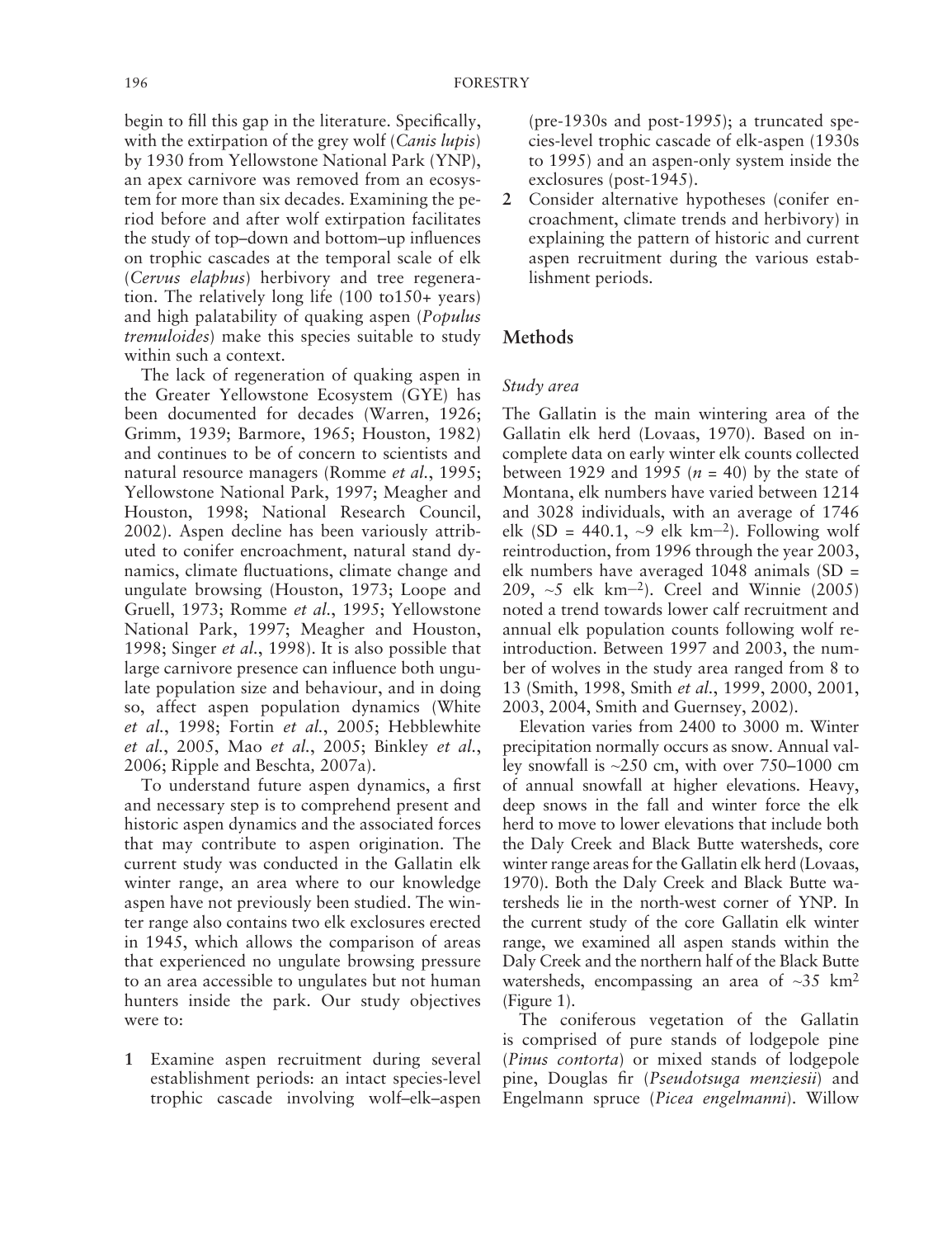begin to fill this gap in the literature. Specifically, with the extirpation of the grey wolf (*Canis lupis*) by 1930 from Yellowstone National Park (YNP), an apex carnivore was removed from an ecosystem for more than six decades. Examining the period before and after wolf extirpation facilitates the study of top–down and bottom–up influences on trophic cascades at the temporal scale of elk (*Cervus elaphus*) herbivory and tree regeneration. The relatively long life (100 to150+ years) and high palatability of quaking aspen (*Populus tremuloides*) make this species suitable to study within such a context.

The lack of regeneration of quaking aspen in the Greater Yellowstone Ecosystem (GYE) has been documented for decades (Warren, 1926; Grimm, 1939; Barmore, 1965; Houston, 1982) and continues to be of concern to scientists and natural resource managers (Romme *et al.*, 1995; Yellowstone National Park, 1997; Meagher and Houston, 1998; National Research Council, 2002). Aspen decline has been variously attributed to conifer encroachment, natural stand dynamics, climate fluctuations, climate change and ungulate browsing (Houston, 1973; Loope and Gruell, 1973; Romme *et al.*, 1995; Yellowstone National Park, 1997; Meagher and Houston, 1998; Singer *et al.*, 1998). It is also possible that large carnivore presence can influence both ungulate population size and behaviour, and in doing so, affect aspen population dynamics (White *et al.*, 1998; Fortin *et al.*, 2005; Hebblewhite *et al.*, 2005, Mao *et al.*, 2005; Binkley *et al.*, 2006; Ripple and Beschta, 2007a).

To understand future aspen dynamics, a first and necessary step is to comprehend present and historic aspen dynamics and the associated forces that may contribute to aspen origination. The current study was conducted in the Gallatin elk winter range, an area where to our knowledge aspen have not previously been studied. The winter range also contains two elk exclosures erected in 1945, which allows the comparison of areas that experienced no ungulate browsing pressure to an area accessible to ungulates but not human hunters inside the park. Our study objectives were to:

1. Examine aspen recruitment during several establishment periods: an intact species-level trophic cascade involving wolf–elk–aspen (pre-1930s and post-1995); a truncated species-level trophic cascade of elk-aspen (1930s to 1995) and an aspen-only system inside the exclosures (post-1945).
2. Consider alternative hypotheses (conifer encroachment, climate trends and herbivory) in explaining the pattern of historic and current aspen recruitment during the various establishment periods.

## Methods

### Study area

The Gallatin is the main wintering area of the Gallatin elk herd (Lovaas, 1970). Based on incomplete data on early winter elk counts collected between 1929 and 1995 ($n = 40$) by the state of Montana, elk numbers have varied between 1214 and 3028 individuals, with an average of 1746 elk (SD = 440.1, ~9 elk km$^{-2}$). Following wolf reintroduction, from 1996 through the year 2003, elk numbers have averaged 1048 animals (SD = 209, ~5 elk km$^{-2}$). Creel and Winnie (2005) noted a trend towards lower calf recruitment and annual elk population counts following wolf reintroduction. Between 1997 and 2003, the number of wolves in the study area ranged from 8 to 13 (Smith, 1998, Smith *et al.*, 1999, 2000, 2001, 2003, 2004, Smith and Guernsey, 2002).

Elevation varies from 2400 to 3000 m. Winter precipitation normally occurs as snow. Annual valley snowfall is ~250 cm, with over 750–1000 cm of annual snowfall at higher elevations. Heavy, deep snows in the fall and winter force the elk herd to move to lower elevations that include both the Daly Creek and Black Butte watersheds, core winter range areas for the Gallatin elk herd (Lovaas, 1970). Both the Daly Creek and Black Butte watersheds lie in the north-west corner of YNP. In the current study of the core Gallatin elk winter range, we examined all aspen stands within the Daly Creek and the northern half of the Black Butte watersheds, encompassing an area of ~35 km$^2$ (Figure 1).

The coniferous vegetation of the Gallatin is comprised of pure stands of lodgepole pine (*Pinus contorta*) or mixed stands of lodgepole pine, Douglas fir (*Pseudotsuga menziesii*) and Engelmann spruce (*Picea engelmanni*). Willow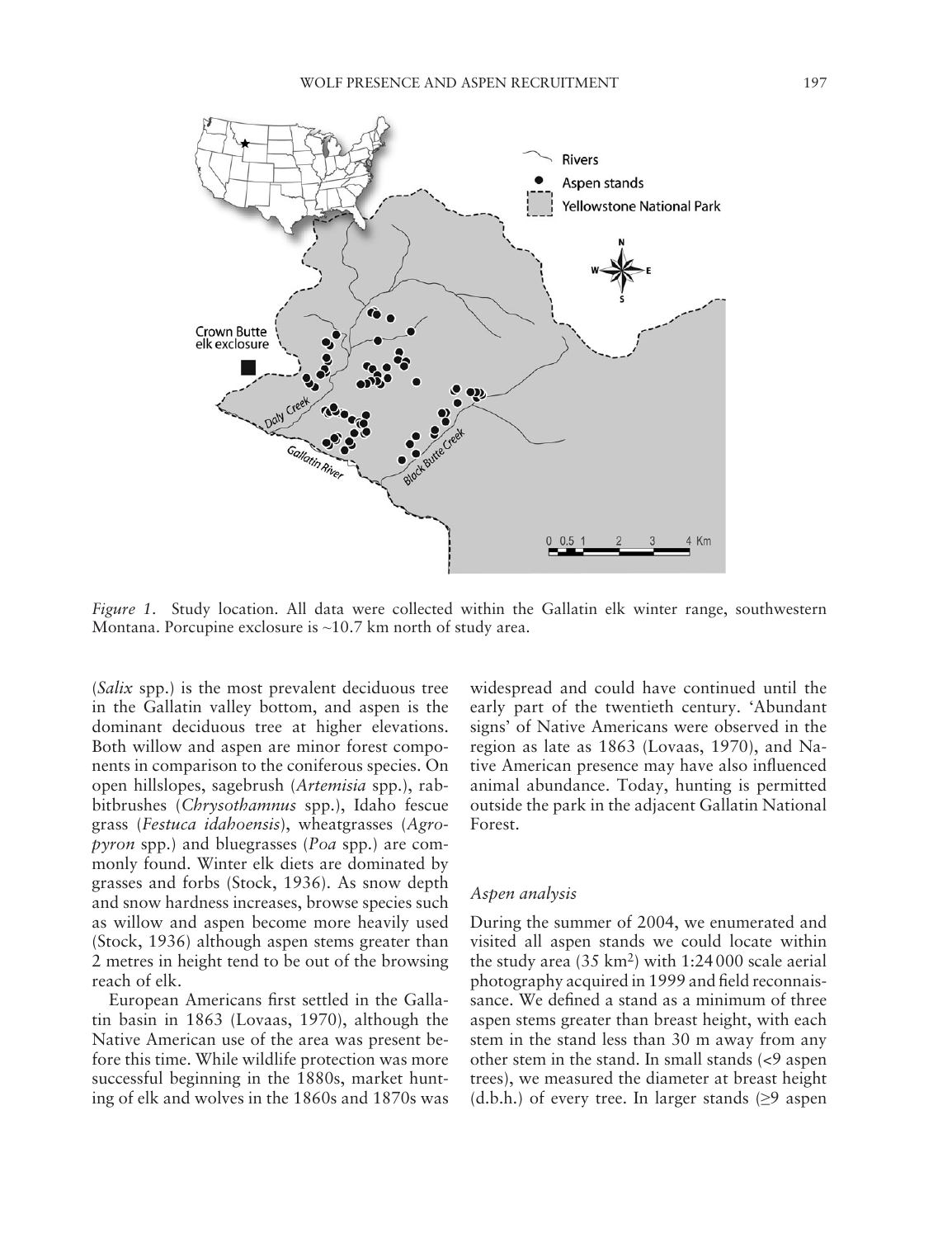*Figure 1.* Study location. All data were collected within the Gallatin elk winter range, southwestern Montana. Porcupine exclosure is ~10.7 km north of study area.

(*Salix* spp.) is the most prevalent deciduous tree in the Gallatin valley bottom, and aspen is the dominant deciduous tree at higher elevations. Both willow and aspen are minor forest components in comparison to the coniferous species. On open hillslopes, sagebrush (*Artemisia* spp.), rabbitbrushes (*Chrysothamnus* spp.), Idaho fescue grass (*Festuca idahoensis*), wheatgrasses (*Agropyron* spp.) and bluegrasses (*Poa* spp.) are commonly found. Winter elk diets are dominated by grasses and forbs (Stock, 1936). As snow depth and snow hardness increases, browse species such as willow and aspen become more heavily used (Stock, 1936) although aspen stems greater than 2 metres in height tend to be out of the browsing reach of elk.

European Americans first settled in the Gallatin basin in 1863 (Lovaas, 1970), although the Native American use of the area was present before this time. While wildlife protection was more successful beginning in the 1880s, market hunting of elk and wolves in the 1860s and 1870s was widespread and could have continued until the early part of the twentieth century. 'Abundant signs' of Native Americans were observed in the region as late as 1863 (Lovaas, 1970), and Native American presence may have also influenced animal abundance. Today, hunting is permitted outside the park in the adjacent Gallatin National Forest.

### *Aspen analysis*

During the summer of 2004, we enumerated and visited all aspen stands we could locate within the study area (35 km$^2$) with 1:24 000 scale aerial photography acquired in 1999 and field reconnaissance. We defined a stand as a minimum of three aspen stems greater than breast height, with each stem in the stand less than 30 m away from any other stem in the stand. In small stands (<9 aspen trees), we measured the diameter at breast height (d.b.h.) of every tree. In larger stands (≥9 aspen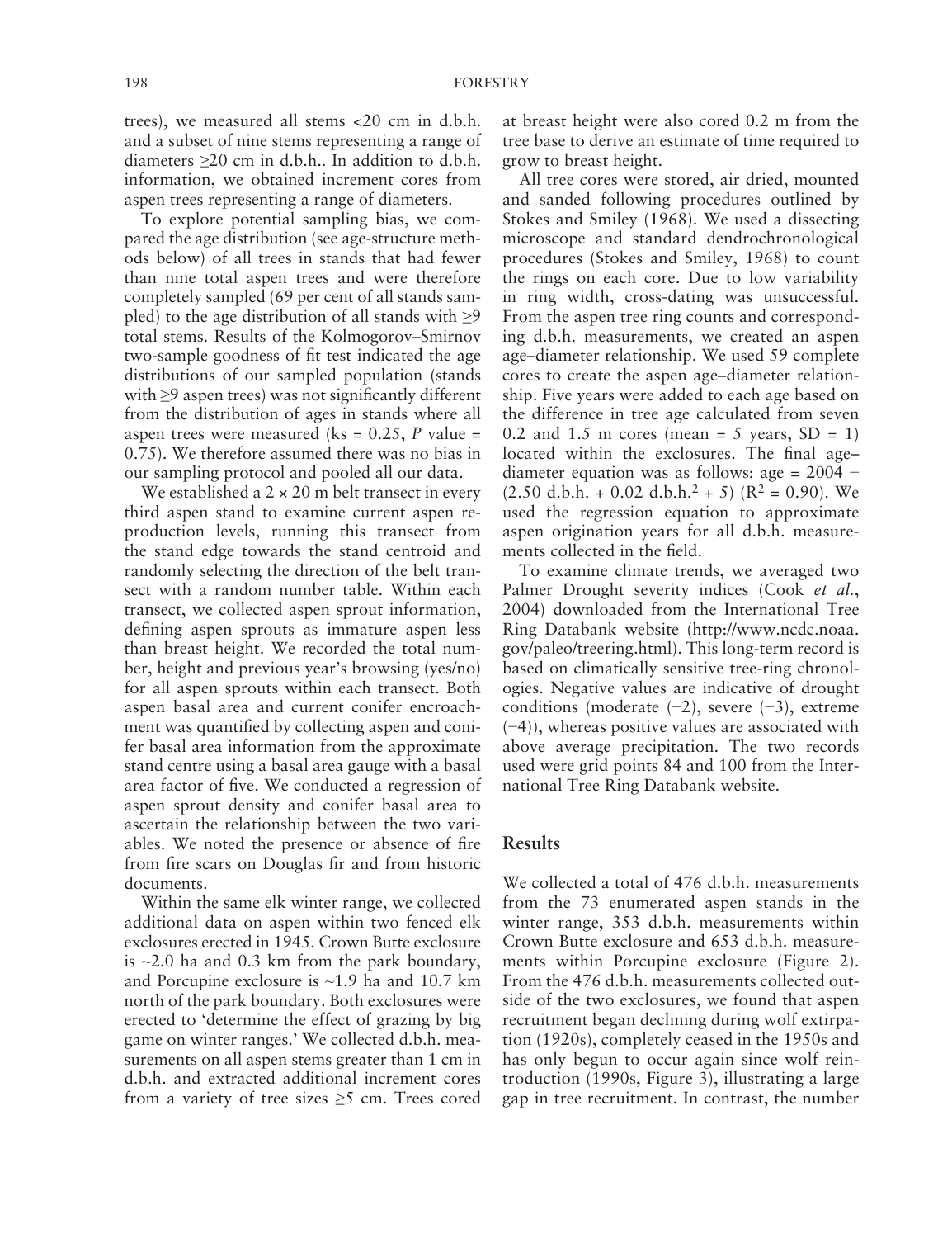trees), we measured all stems <20 cm in d.b.h. and a subset of nine stems representing a range of diameters ≥20 cm in d.b.h.. In addition to d.b.h. information, we obtained increment cores from aspen trees representing a range of diameters.

To explore potential sampling bias, we compared the age distribution (see age-structure methods below) of all trees in stands that had fewer than nine total aspen trees and were therefore completely sampled (69 per cent of all stands sampled) to the age distribution of all stands with ≥9 total stems. Results of the Kolmogorov–Smirnov two-sample goodness of fit test indicated the age distributions of our sampled population (stands with ≥9 aspen trees) was not significantly different from the distribution of ages in stands where all aspen trees were measured (ks = 0.25, *P* value = 0.75). We therefore assumed there was no bias in our sampling protocol and pooled all our data.

We established a 2 × 20 m belt transect in every third aspen stand to examine current aspen reproduction levels, running this transect from the stand edge towards the stand centroid and randomly selecting the direction of the belt transect with a random number table. Within each transect, we collected aspen sprout information, defining aspen sprouts as immature aspen less than breast height. We recorded the total number, height and previous year's browsing (yes/no) for all aspen sprouts within each transect. Both aspen basal area and current conifer encroachment was quantified by collecting aspen and conifer basal area information from the approximate stand centre using a basal area gauge with a basal area factor of five. We conducted a regression of aspen sprout density and conifer basal area to ascertain the relationship between the two variables. We noted the presence or absence of fire from fire scars on Douglas fir and from historic documents.

Within the same elk winter range, we collected additional data on aspen within two fenced elk exclosures erected in 1945. Crown Butte exclosure is ~2.0 ha and 0.3 km from the park boundary, and Porcupine exclosure is ~1.9 ha and 10.7 km north of the park boundary. Both exclosures were erected to 'determine the effect of grazing by big game on winter ranges.' We collected d.b.h. measurements on all aspen stems greater than 1 cm in d.b.h. and extracted additional increment cores from a variety of tree sizes ≥5 cm. Trees cored at breast height were also cored 0.2 m from the tree base to derive an estimate of time required to grow to breast height.

All tree cores were stored, air dried, mounted and sanded following procedures outlined by Stokes and Smiley (1968). We used a dissecting microscope and standard dendrochronological procedures (Stokes and Smiley, 1968) to count the rings on each core. Due to low variability in ring width, cross-dating was unsuccessful. From the aspen tree ring counts and corresponding d.b.h. measurements, we created an aspen age–diameter relationship. We used 59 complete cores to create the aspen age–diameter relationship. Five years were added to each age based on the difference in tree age calculated from seven 0.2 and 1.5 m cores (mean = 5 years, SD = 1) located within the exclosures. The final age–diameter equation was as follows: age = 2004 − (2.50 d.b.h. + 0.02 d.b.h.$^2$ + 5) ($R^2$ = 0.90). We used the regression equation to approximate aspen origination years for all d.b.h. measurements collected in the field.

To examine climate trends, we averaged two Palmer Drought severity indices (Cook *et al.*, 2004) downloaded from the International Tree Ring Databank website (http://www.ncdc.noaa.gov/paleo/treering.html). This long-term record is based on climatically sensitive tree-ring chronologies. Negative values are indicative of drought conditions (moderate (−2), severe (−3), extreme (−4)), whereas positive values are associated with above average precipitation. The two records used were grid points 84 and 100 from the International Tree Ring Databank website.

## Results

We collected a total of 476 d.b.h. measurements from the 73 enumerated aspen stands in the winter range, 353 d.b.h. measurements within Crown Butte exclosure and 653 d.b.h. measurements within Porcupine exclosure (Figure 2). From the 476 d.b.h. measurements collected outside of the two exclosures, we found that aspen recruitment began declining during wolf extirpation (1920s), completely ceased in the 1950s and has only begun to occur again since wolf reintroduction (1990s, Figure 3), illustrating a large gap in tree recruitment. In contrast, the number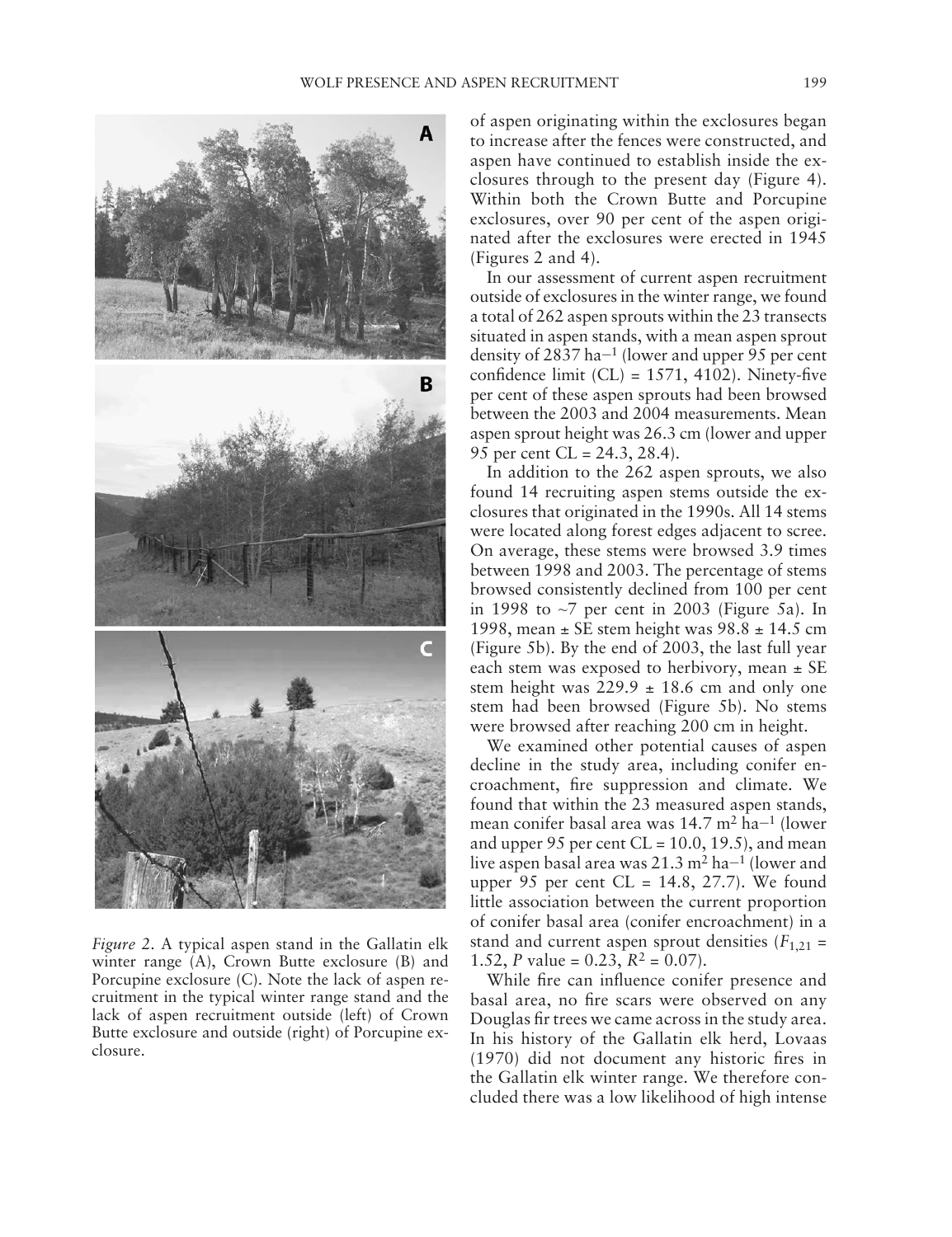*Figure 2*. A typical aspen stand in the Gallatin elk winter range (A), Crown Butte exclosure (B) and Porcupine exclosure (C). Note the lack of aspen recruitment in the typical winter range stand and the lack of aspen recruitment outside (left) of Crown Butte exclosure and outside (right) of Porcupine exclosure.

of aspen originating within the exclosures began to increase after the fences were constructed, and aspen have continued to establish inside the exclosures through to the present day (Figure 4). Within both the Crown Butte and Porcupine exclosures, over 90 per cent of the aspen originated after the exclosures were erected in 1945 (Figures 2 and 4).

In our assessment of current aspen recruitment outside of exclosures in the winter range, we found a total of 262 aspen sprouts within the 23 transects situated in aspen stands, with a mean aspen sprout density of 2837 $ha^{-1}$ (lower and upper 95 per cent confidence limit (CL) = 1571, 4102). Ninety-five per cent of these aspen sprouts had been browsed between the 2003 and 2004 measurements. Mean aspen sprout height was 26.3 cm (lower and upper 95 per cent CL = 24.3, 28.4).

In addition to the 262 aspen sprouts, we also found 14 recruiting aspen stems outside the exclosures that originated in the 1990s. All 14 stems were located along forest edges adjacent to scree. On average, these stems were browsed 3.9 times between 1998 and 2003. The percentage of stems browsed consistently declined from 100 per cent in 1998 to ~7 per cent in 2003 (Figure 5a). In 1998, mean ± SE stem height was 98.8 ± 14.5 cm (Figure 5b). By the end of 2003, the last full year each stem was exposed to herbivory, mean ± SE stem height was 229.9 ± 18.6 cm and only one stem had been browsed (Figure 5b). No stems were browsed after reaching 200 cm in height.

We examined other potential causes of aspen decline in the study area, including conifer encroachment, fire suppression and climate. We found that within the 23 measured aspen stands, mean conifer basal area was 14.7 $m^2$ $ha^{-1}$ (lower and upper 95 per cent CL = 10.0, 19.5), and mean live aspen basal area was 21.3 $m^2$ $ha^{-1}$ (lower and upper 95 per cent CL = 14.8, 27.7). We found little association between the current proportion of conifer basal area (conifer encroachment) in a stand and current aspen sprout densities ($F_{1,21}$ = 1.52, $P$ value = 0.23, $R^2$ = 0.07).

While fire can influence conifer presence and basal area, no fire scars were observed on any Douglas fir trees we came across in the study area. In his history of the Gallatin elk herd, Lovaas (1970) did not document any historic fires in the Gallatin elk winter range. We therefore concluded there was a low likelihood of high intense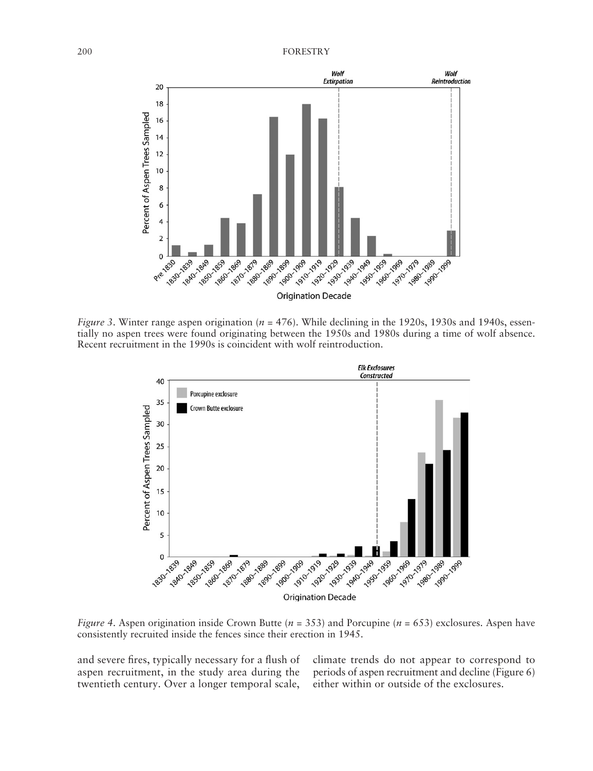*Figure 3*. Winter range aspen origination ($n$ = 476). While declining in the 1920s, 1930s and 1940s, essentially no aspen trees were found originating between the 1950s and 1980s during a time of wolf absence. Recent recruitment in the 1990s is coincident with wolf reintroduction.

*Figure 4*. Aspen origination inside Crown Butte ($n$ = 353) and Porcupine ($n$ = 653) exclosures. Aspen have consistently recruited inside the fences since their erection in 1945.

and severe fires, typically necessary for a flush of aspen recruitment, in the study area during the twentieth century. Over a longer temporal scale, climate trends do not appear to correspond to periods of aspen recruitment and decline (Figure 6) either within or outside of the exclosures.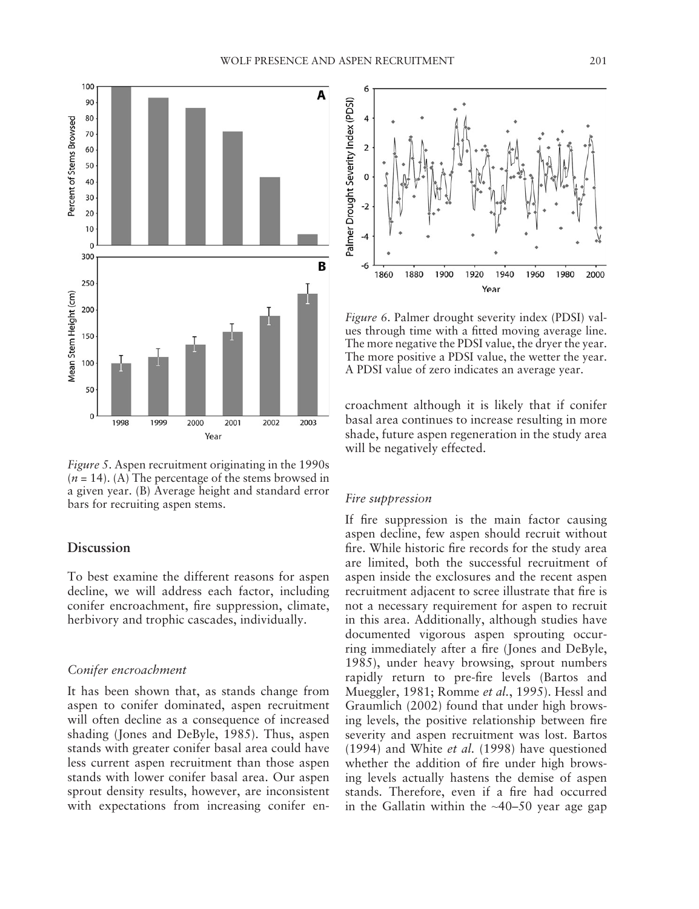*Figure 5*. Aspen recruitment originating in the 1990s ($n = 14$). (A) The percentage of the stems browsed in a given year. (B) Average height and standard error bars for recruiting aspen stems.

*Figure 6*. Palmer drought severity index (PDSI) values through time with a fitted moving average line. The more negative the PDSI value, the dryer the year. The more positive a PDSI value, the wetter the year. A PDSI value of zero indicates an average year.

## Discussion

To best examine the different reasons for aspen decline, we will address each factor, including conifer encroachment, fire suppression, climate, herbivory and trophic cascades, individually.

### *Conifer encroachment*

It has been shown that, as stands change from aspen to conifer dominated, aspen recruitment will often decline as a consequence of increased shading (Jones and DeByle, 1985). Thus, aspen stands with greater conifer basal area could have less current aspen recruitment than those aspen stands with lower conifer basal area. Our aspen sprout density results, however, are inconsistent with expectations from increasing conifer encroachment although it is likely that if conifer basal area continues to increase resulting in more shade, future aspen regeneration in the study area will be negatively effected.

### *Fire suppression*

If fire suppression is the main factor causing aspen decline, few aspen should recruit without fire. While historic fire records for the study area are limited, both the successful recruitment of aspen inside the exclosures and the recent aspen recruitment adjacent to scree illustrate that fire is not a necessary requirement for aspen to recruit in this area. Additionally, although studies have documented vigorous aspen sprouting occurring immediately after a fire (Jones and DeByle, 1985), under heavy browsing, sprout numbers rapidly return to pre-fire levels (Bartos and Mueggler, 1981; Romme *et al.*, 1995). Hessl and Graumlich (2002) found that under high browsing levels, the positive relationship between fire severity and aspen recruitment was lost. Bartos (1994) and White *et al.* (1998) have questioned whether the addition of fire under high browsing levels actually hastens the demise of aspen stands. Therefore, even if a fire had occurred in the Gallatin within the ~40–50 year age gap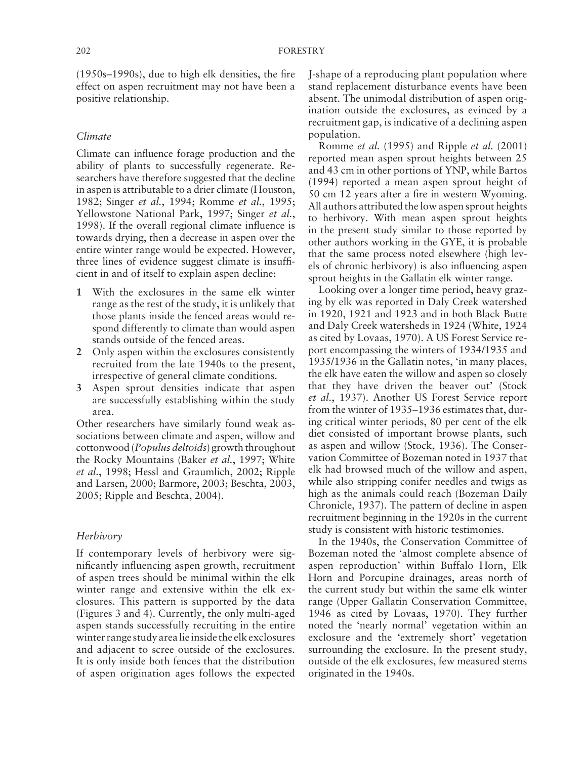(1950s–1990s), due to high elk densities, the fire effect on aspen recruitment may not have been a positive relationship.

### *Climate*

Climate can influence forage production and the ability of plants to successfully regenerate. Researchers have therefore suggested that the decline in aspen is attributable to a drier climate (Houston, 1982; Singer *et al.*, 1994; Romme *et al.*, 1995; Yellowstone National Park, 1997; Singer *et al.*, 1998). If the overall regional climate influence is towards drying, then a decrease in aspen over the entire winter range would be expected. However, three lines of evidence suggest climate is insufficient in and of itself to explain aspen decline:

1. With the exclosures in the same elk winter range as the rest of the study, it is unlikely that those plants inside the fenced areas would respond differently to climate than would aspen stands outside of the fenced areas.
2. Only aspen within the exclosures consistently recruited from the late 1940s to the present, irrespective of general climate conditions.
3. Aspen sprout densities indicate that aspen are successfully establishing within the study area.

Other researchers have similarly found weak associations between climate and aspen, willow and cottonwood (*Populus deltoids*) growth throughout the Rocky Mountains (Baker *et al.*, 1997; White *et al.*, 1998; Hessl and Graumlich, 2002; Ripple and Larsen, 2000; Barmore, 2003; Beschta, 2003, 2005; Ripple and Beschta, 2004).

### *Herbivory*

If contemporary levels of herbivory were significantly influencing aspen growth, recruitment of aspen trees should be minimal within the elk winter range and extensive within the elk exclosures. This pattern is supported by the data (Figures 3 and 4). Currently, the only multi-aged aspen stands successfully recruiting in the entire winter range study area lie inside the elk exclosures and adjacent to scree outside of the exclosures. It is only inside both fences that the distribution of aspen origination ages follows the expected J-shape of a reproducing plant population where stand replacement disturbance events have been absent. The unimodal distribution of aspen origination outside the exclosures, as evinced by a recruitment gap, is indicative of a declining aspen population.

Romme *et al.* (1995) and Ripple *et al.* (2001) reported mean aspen sprout heights between 25 and 43 cm in other portions of YNP, while Bartos (1994) reported a mean aspen sprout height of 50 cm 12 years after a fire in western Wyoming. All authors attributed the low aspen sprout heights to herbivory. With mean aspen sprout heights in the present study similar to those reported by other authors working in the GYE, it is probable that the same process noted elsewhere (high levels of chronic herbivory) is also influencing aspen sprout heights in the Gallatin elk winter range.

Looking over a longer time period, heavy grazing by elk was reported in Daly Creek watershed in 1920, 1921 and 1923 and in both Black Butte and Daly Creek watersheds in 1924 (White, 1924 as cited by Lovaas, 1970). A US Forest Service report encompassing the winters of 1934/1935 and 1935/1936 in the Gallatin notes, 'in many places, the elk have eaten the willow and aspen so closely that they have driven the beaver out' (Stock *et al.*, 1937). Another US Forest Service report from the winter of 1935–1936 estimates that, during critical winter periods, 80 per cent of the elk diet consisted of important browse plants, such as aspen and willow (Stock, 1936). The Conservation Committee of Bozeman noted in 1937 that elk had browsed much of the willow and aspen, while also stripping conifer needles and twigs as high as the animals could reach (Bozeman Daily Chronicle, 1937). The pattern of decline in aspen recruitment beginning in the 1920s in the current study is consistent with historic testimonies.

In the 1940s, the Conservation Committee of Bozeman noted the 'almost complete absence of aspen reproduction' within Buffalo Horn, Elk Horn and Porcupine drainages, areas north of the current study but within the same elk winter range (Upper Gallatin Conservation Committee, 1946 as cited by Lovaas, 1970). They further noted the 'nearly normal' vegetation within an exclosure and the 'extremely short' vegetation surrounding the exclosure. In the present study, outside of the elk exclosures, few measured stems originated in the 1940s.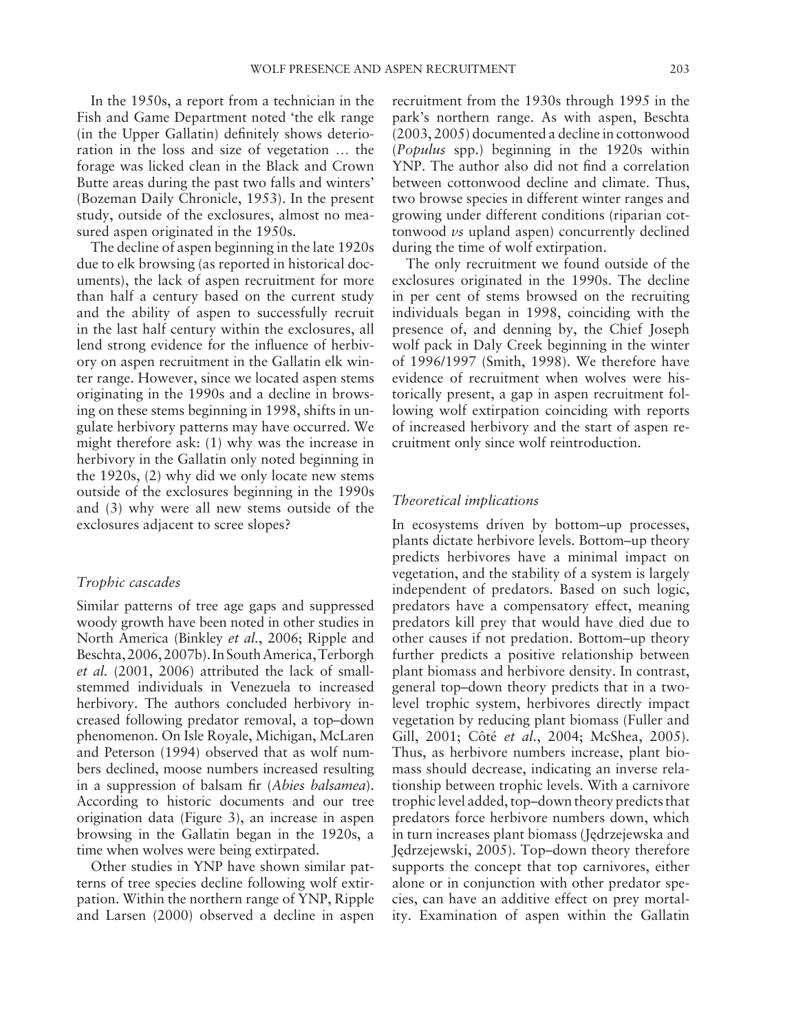In the 1950s, a report from a technician in the Fish and Game Department noted 'the elk range (in the Upper Gallatin) definitely shows deterioration in the loss and size of vegetation … the forage was licked clean in the Black and Crown Butte areas during the past two falls and winters' (Bozeman Daily Chronicle, 1953). In the present study, outside of the exclosures, almost no measured aspen originated in the 1950s.

The decline of aspen beginning in the late 1920s due to elk browsing (as reported in historical documents), the lack of aspen recruitment for more than half a century based on the current study and the ability of aspen to successfully recruit in the last half century within the exclosures, all lend strong evidence for the influence of herbivory on aspen recruitment in the Gallatin elk winter range. However, since we located aspen stems originating in the 1990s and a decline in browsing on these stems beginning in 1998, shifts in ungulate herbivory patterns may have occurred. We might therefore ask: (1) why was the increase in herbivory in the Gallatin only noted beginning in the 1920s, (2) why did we only locate new stems outside of the exclosures beginning in the 1990s and (3) why were all new stems outside of the exclosures adjacent to scree slopes?

### *Trophic cascades*

Similar patterns of tree age gaps and suppressed woody growth have been noted in other studies in North America (Binkley *et al.*, 2006; Ripple and Beschta, 2006, 2007b). In South America, Terborgh *et al.* (2001, 2006) attributed the lack of small-stemmed individuals in Venezuela to increased herbivory. The authors concluded herbivory increased following predator removal, a top–down phenomenon. On Isle Royale, Michigan, McLaren and Peterson (1994) observed that as wolf numbers declined, moose numbers increased resulting in a suppression of balsam fir (*Abies balsamea*). According to historic documents and our tree origination data (Figure 3), an increase in aspen browsing in the Gallatin began in the 1920s, a time when wolves were being extirpated.

Other studies in YNP have shown similar patterns of tree species decline following wolf extirpation. Within the northern range of YNP, Ripple and Larsen (2000) observed a decline in aspen recruitment from the 1930s through 1995 in the park's northern range. As with aspen, Beschta (2003, 2005) documented a decline in cottonwood (*Populus* spp.) beginning in the 1920s within YNP. The author also did not find a correlation between cottonwood decline and climate. Thus, two browse species in different winter ranges and growing under different conditions (riparian cottonwood *vs* upland aspen) concurrently declined during the time of wolf extirpation.

The only recruitment we found outside of the exclosures originated in the 1990s. The decline in per cent of stems browsed on the recruiting individuals began in 1998, coinciding with the presence of, and denning by, the Chief Joseph wolf pack in Daly Creek beginning in the winter of 1996/1997 (Smith, 1998). We therefore have evidence of recruitment when wolves were historically present, a gap in aspen recruitment following wolf extirpation coinciding with reports of increased herbivory and the start of aspen recruitment only since wolf reintroduction.

### *Theoretical implications*

In ecosystems driven by bottom–up processes, plants dictate herbivore levels. Bottom–up theory predicts herbivores have a minimal impact on vegetation, and the stability of a system is largely independent of predators. Based on such logic, predators have a compensatory effect, meaning predators kill prey that would have died due to other causes if not predation. Bottom–up theory further predicts a positive relationship between plant biomass and herbivore density. In contrast, general top–down theory predicts that in a two-level trophic system, herbivores directly impact vegetation by reducing plant biomass (Fuller and Gill, 2001; Côté *et al.*, 2004; McShea, 2005). Thus, as herbivore numbers increase, plant biomass should decrease, indicating an inverse relationship between trophic levels. With a carnivore trophic level added, top–down theory predicts that predators force herbivore numbers down, which in turn increases plant biomass (Jędrzejewska and Jędrzejewski, 2005). Top–down theory therefore supports the concept that top carnivores, either alone or in conjunction with other predator species, can have an additive effect on prey mortality. Examination of aspen within the Gallatin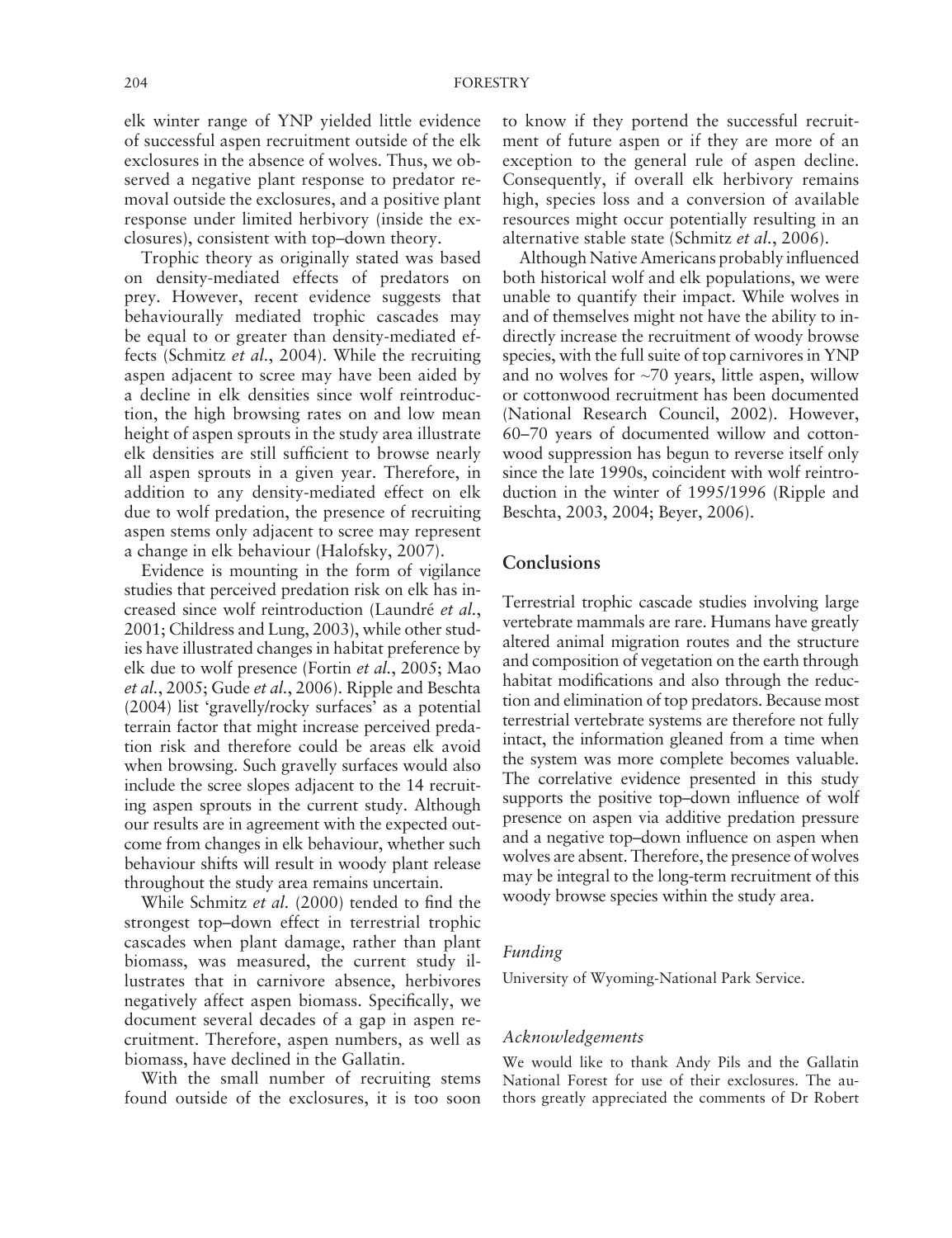elk winter range of YNP yielded little evidence of successful aspen recruitment outside of the elk exclosures in the absence of wolves. Thus, we observed a negative plant response to predator removal outside the exclosures, and a positive plant response under limited herbivory (inside the exclosures), consistent with top–down theory.

Trophic theory as originally stated was based on density-mediated effects of predators on prey. However, recent evidence suggests that behaviourally mediated trophic cascades may be equal to or greater than density-mediated effects (Schmitz *et al.*, 2004). While the recruiting aspen adjacent to scree may have been aided by a decline in elk densities since wolf reintroduction, the high browsing rates on and low mean height of aspen sprouts in the study area illustrate elk densities are still sufficient to browse nearly all aspen sprouts in a given year. Therefore, in addition to any density-mediated effect on elk due to wolf predation, the presence of recruiting aspen stems only adjacent to scree may represent a change in elk behaviour (Halofsky, 2007).

Evidence is mounting in the form of vigilance studies that perceived predation risk on elk has increased since wolf reintroduction (Laundré *et al.*, 2001; Childress and Lung, 2003), while other studies have illustrated changes in habitat preference by elk due to wolf presence (Fortin *et al.*, 2005; Mao *et al.*, 2005; Gude *et al.*, 2006). Ripple and Beschta (2004) list 'gravelly/rocky surfaces' as a potential terrain factor that might increase perceived predation risk and therefore could be areas elk avoid when browsing. Such gravelly surfaces would also include the scree slopes adjacent to the 14 recruiting aspen sprouts in the current study. Although our results are in agreement with the expected outcome from changes in elk behaviour, whether such behaviour shifts will result in woody plant release throughout the study area remains uncertain.

While Schmitz *et al.* (2000) tended to find the strongest top–down effect in terrestrial trophic cascades when plant damage, rather than plant biomass, was measured, the current study illustrates that in carnivore absence, herbivores negatively affect aspen biomass. Specifically, we document several decades of a gap in aspen recruitment. Therefore, aspen numbers, as well as biomass, have declined in the Gallatin.

With the small number of recruiting stems found outside of the exclosures, it is too soon to know if they portend the successful recruitment of future aspen or if they are more of an exception to the general rule of aspen decline. Consequently, if overall elk herbivory remains high, species loss and a conversion of available resources might occur potentially resulting in an alternative stable state (Schmitz *et al.*, 2006).

Although Native Americans probably influenced both historical wolf and elk populations, we were unable to quantify their impact. While wolves in and of themselves might not have the ability to indirectly increase the recruitment of woody browse species, with the full suite of top carnivores in YNP and no wolves for ~70 years, little aspen, willow or cottonwood recruitment has been documented (National Research Council, 2002). However, 60–70 years of documented willow and cottonwood suppression has begun to reverse itself only since the late 1990s, coincident with wolf reintroduction in the winter of 1995/1996 (Ripple and Beschta, 2003, 2004; Beyer, 2006).

## Conclusions

Terrestrial trophic cascade studies involving large vertebrate mammals are rare. Humans have greatly altered animal migration routes and the structure and composition of vegetation on the earth through habitat modifications and also through the reduction and elimination of top predators. Because most terrestrial vertebrate systems are therefore not fully intact, the information gleaned from a time when the system was more complete becomes valuable. The correlative evidence presented in this study supports the positive top–down influence of wolf presence on aspen via additive predation pressure and a negative top–down influence on aspen when wolves are absent. Therefore, the presence of wolves may be integral to the long-term recruitment of this woody browse species within the study area.

### *Funding*

University of Wyoming-National Park Service.

### *Acknowledgements*

We would like to thank Andy Pils and the Gallatin National Forest for use of their exclosures. The authors greatly appreciated the comments of Dr Robert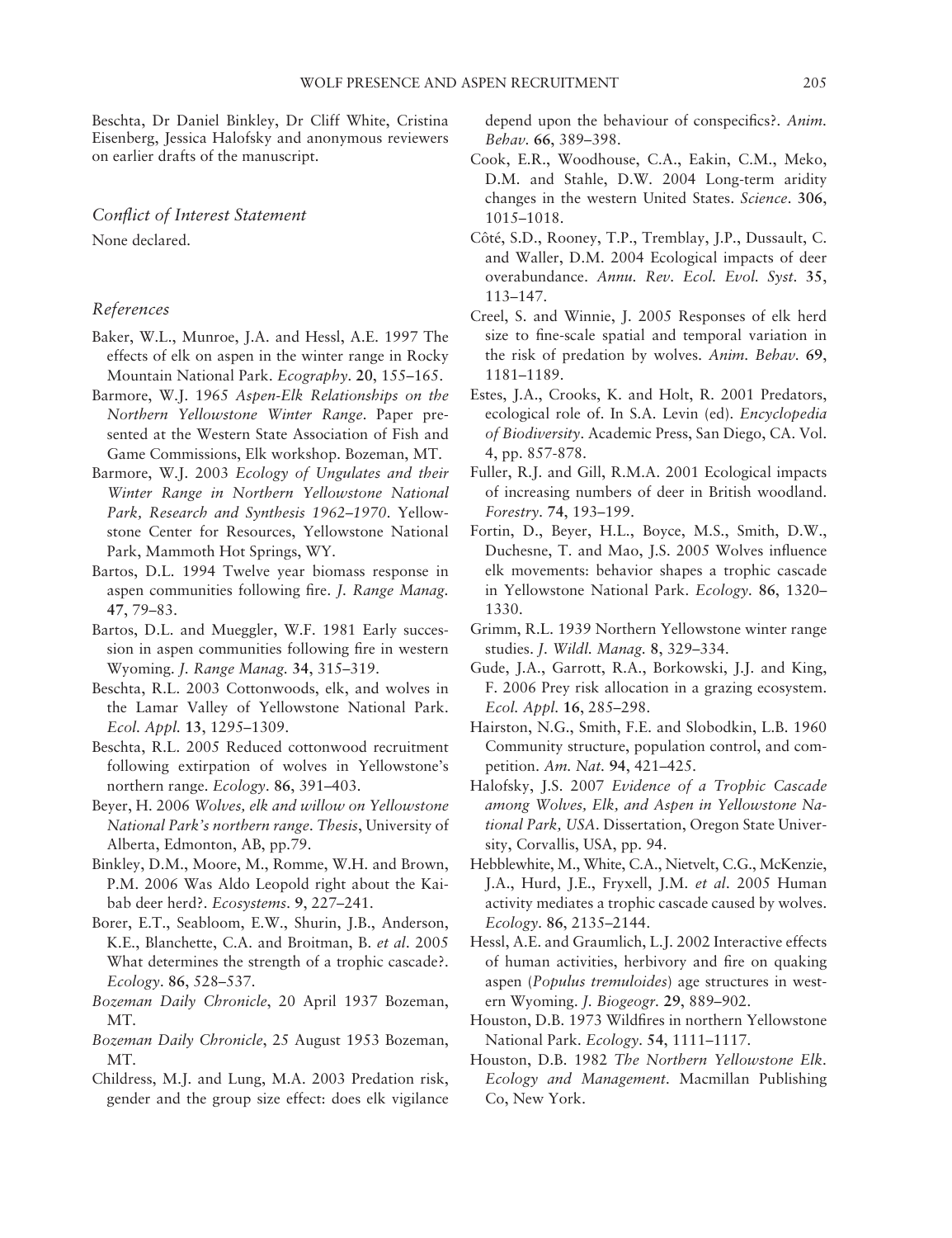Beschta, Dr Daniel Binkley, Dr Cliff White, Cristina Eisenberg, Jessica Halofsky and anonymous reviewers on earlier drafts of the manuscript.

### *Conflict of Interest Statement*

None declared.

### *References*

Baker, W.L., Munroe, J.A. and Hessl, A.E. 1997 The effects of elk on aspen in the winter range in Rocky Mountain National Park. *Ecography*. **20**, 155–165.

Barmore, W.J. 1965 *Aspen-Elk Relationships on the Northern Yellowstone Winter Range*. Paper presented at the Western State Association of Fish and Game Commissions, Elk workshop. Bozeman, MT.

Barmore, W.J. 2003 *Ecology of Ungulates and their Winter Range in Northern Yellowstone National Park, Research and Synthesis 1962–1970*. Yellowstone Center for Resources, Yellowstone National Park, Mammoth Hot Springs, WY.

Bartos, D.L. 1994 Twelve year biomass response in aspen communities following fire. *J. Range Manag.* **47**, 79–83.

Bartos, D.L. and Mueggler, W.F. 1981 Early succession in aspen communities following fire in western Wyoming. *J. Range Manag.* **34**, 315–319.

Beschta, R.L. 2003 Cottonwoods, elk, and wolves in the Lamar Valley of Yellowstone National Park. *Ecol. Appl.* **13**, 1295–1309.

Beschta, R.L. 2005 Reduced cottonwood recruitment following extirpation of wolves in Yellowstone's northern range. *Ecology*. **86**, 391–403.

Beyer, H. 2006 *Wolves, elk and willow on Yellowstone National Park's northern range*. *Thesis*, University of Alberta, Edmonton, AB, pp.79.

Binkley, D.M., Moore, M., Romme, W.H. and Brown, P.M. 2006 Was Aldo Leopold right about the Kaibab deer herd?. *Ecosystems*. **9**, 227–241.

Borer, E.T., Seabloom, E.W., Shurin, J.B., Anderson, K.E., Blanchette, C.A. and Broitman, B. *et al*. 2005 What determines the strength of a trophic cascade?. *Ecology*. **86**, 528–537.

*Bozeman Daily Chronicle*, 20 April 1937 Bozeman, MT.

*Bozeman Daily Chronicle*, 25 August 1953 Bozeman, MT.

Childress, M.J. and Lung, M.A. 2003 Predation risk, gender and the group size effect: does elk vigilance depend upon the behaviour of conspecifics?. *Anim. Behav.* **66**, 389–398.

Cook, E.R., Woodhouse, C.A., Eakin, C.M., Meko, D.M. and Stahle, D.W. 2004 Long-term aridity changes in the western United States. *Science*. **306**, 1015–1018.

Côté, S.D., Rooney, T.P., Tremblay, J.P., Dussault, C. and Waller, D.M. 2004 Ecological impacts of deer overabundance. *Annu. Rev. Ecol. Evol. Syst.* **35**, 113–147.

Creel, S. and Winnie, J. 2005 Responses of elk herd size to fine-scale spatial and temporal variation in the risk of predation by wolves. *Anim. Behav.* **69**, 1181–1189.

Estes, J.A., Crooks, K. and Holt, R. 2001 Predators, ecological role of. In S.A. Levin (ed). *Encyclopedia of Biodiversity*. Academic Press, San Diego, CA. Vol. 4, pp. 857-878.

Fuller, R.J. and Gill, R.M.A. 2001 Ecological impacts of increasing numbers of deer in British woodland. *Forestry*. **74**, 193–199.

Fortin, D., Beyer, H.L., Boyce, M.S., Smith, D.W., Duchesne, T. and Mao, J.S. 2005 Wolves influence elk movements: behavior shapes a trophic cascade in Yellowstone National Park. *Ecology*. **86**, 1320–1330.

Grimm, R.L. 1939 Northern Yellowstone winter range studies. *J. Wildl. Manag.* **8**, 329–334.

Gude, J.A., Garrott, R.A., Borkowski, J.J. and King, F. 2006 Prey risk allocation in a grazing ecosystem. *Ecol. Appl.* **16**, 285–298.

Hairston, N.G., Smith, F.E. and Slobodkin, L.B. 1960 Community structure, population control, and competition. *Am. Nat.* **94**, 421–425.

Halofsky, J.S. 2007 *Evidence of a Trophic Cascade among Wolves, Elk, and Aspen in Yellowstone National Park, USA*. Dissertation, Oregon State University, Corvallis, USA, pp. 94.

Hebblewhite, M., White, C.A., Nietvelt, C.G., McKenzie, J.A., Hurd, J.E., Fryxell, J.M. *et al*. 2005 Human activity mediates a trophic cascade caused by wolves. *Ecology*. **86**, 2135–2144.

Hessl, A.E. and Graumlich, L.J. 2002 Interactive effects of human activities, herbivory and fire on quaking aspen (*Populus tremuloides*) age structures in western Wyoming. *J. Biogeogr.* **29**, 889–902.

Houston, D.B. 1973 Wildfires in northern Yellowstone National Park. *Ecology*. **54**, 1111–1117.

Houston, D.B. 1982 *The Northern Yellowstone Elk. Ecology and Management*. Macmillan Publishing Co, New York.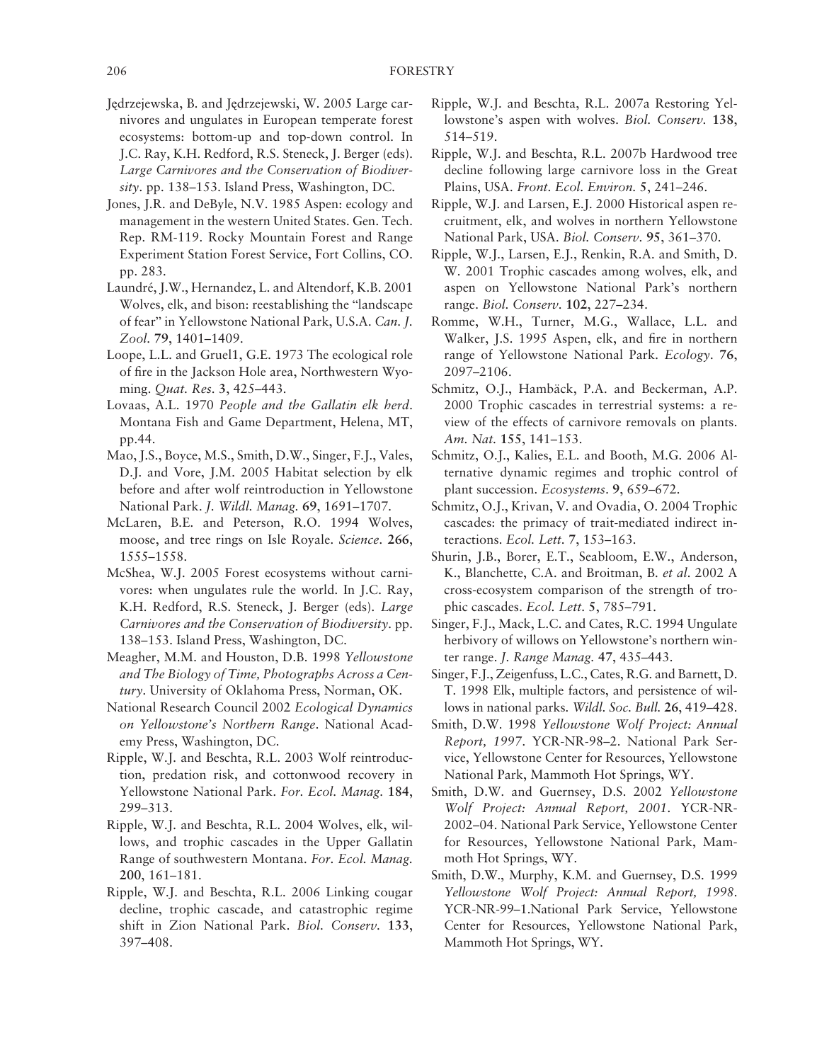Jędrzejewska, B. and Jędrzejewski, W. 2005 Large carnivores and ungulates in European temperate forest ecosystems: bottom-up and top-down control. In J.C. Ray, K.H. Redford, R.S. Steneck, J. Berger (eds). *Large Carnivores and the Conservation of Biodiversity*. pp. 138–153. Island Press, Washington, DC.

Jones, J.R. and DeByle, N.V. 1985 Aspen: ecology and management in the western United States. Gen. Tech. Rep. RM-119. Rocky Mountain Forest and Range Experiment Station Forest Service, Fort Collins, CO. pp. 283.

Laundré, J.W., Hernandez, L. and Altendorf, K.B. 2001 Wolves, elk, and bison: reestablishing the "landscape of fear" in Yellowstone National Park, U.S.A. *Can. J. Zool.* **79**, 1401–1409.

Loope, L.L. and Gruel1, G.E. 1973 The ecological role of fire in the Jackson Hole area, Northwestern Wyoming. *Quat. Res.* **3**, 425–443.

Lovaas, A.L. 1970 *People and the Gallatin elk herd*. Montana Fish and Game Department, Helena, MT, pp.44.

Mao, J.S., Boyce, M.S., Smith, D.W., Singer, F.J., Vales, D.J. and Vore, J.M. 2005 Habitat selection by elk before and after wolf reintroduction in Yellowstone National Park. *J. Wildl. Manag.* **69**, 1691–1707.

McLaren, B.E. and Peterson, R.O. 1994 Wolves, moose, and tree rings on Isle Royale. *Science*. **266**, 1555–1558.

McShea, W.J. 2005 Forest ecosystems without carnivores: when ungulates rule the world. In J.C. Ray, K.H. Redford, R.S. Steneck, J. Berger (eds). *Large Carnivores and the Conservation of Biodiversity*. pp. 138–153. Island Press, Washington, DC.

Meagher, M.M. and Houston, D.B. 1998 *Yellowstone and The Biology of Time, Photographs Across a Century*. University of Oklahoma Press, Norman, OK.

National Research Council 2002 *Ecological Dynamics on Yellowstone's Northern Range*. National Academy Press, Washington, DC.

Ripple, W.J. and Beschta, R.L. 2003 Wolf reintroduction, predation risk, and cottonwood recovery in Yellowstone National Park. *For. Ecol. Manag.* **184**, 299–313.

Ripple, W.J. and Beschta, R.L. 2004 Wolves, elk, willows, and trophic cascades in the Upper Gallatin Range of southwestern Montana. *For. Ecol. Manag.* **200**, 161–181.

Ripple, W.J. and Beschta, R.L. 2006 Linking cougar decline, trophic cascade, and catastrophic regime shift in Zion National Park. *Biol. Conserv.* **133**, 397–408.

Ripple, W.J. and Beschta, R.L. 2007a Restoring Yellowstone's aspen with wolves. *Biol. Conserv.* **138**, 514–519.

Ripple, W.J. and Beschta, R.L. 2007b Hardwood tree decline following large carnivore loss in the Great Plains, USA. *Front. Ecol. Environ.* **5**, 241–246.

Ripple, W.J. and Larsen, E.J. 2000 Historical aspen recruitment, elk, and wolves in northern Yellowstone National Park, USA. *Biol. Conserv*. **95**, 361–370.

Ripple, W.J., Larsen, E.J., Renkin, R.A. and Smith, D. W. 2001 Trophic cascades among wolves, elk, and aspen on Yellowstone National Park's northern range. *Biol. Conserv*. **102**, 227–234.

Romme, W.H., Turner, M.G., Wallace, L.L. and Walker, J.S. 1995 Aspen, elk, and fire in northern range of Yellowstone National Park. *Ecology*. **76**, 2097–2106.

Schmitz, O.J., Hambäck, P.A. and Beckerman, A.P. 2000 Trophic cascades in terrestrial systems: a review of the effects of carnivore removals on plants. *Am. Nat.* **155**, 141–153.

Schmitz, O.J., Kalies, E.L. and Booth, M.G. 2006 Alternative dynamic regimes and trophic control of plant succession. *Ecosystems*. **9**, 659–672.

Schmitz, O.J., Krivan, V. and Ovadia, O. 2004 Trophic cascades: the primacy of trait-mediated indirect interactions. *Ecol. Lett.* **7**, 153–163.

Shurin, J.B., Borer, E.T., Seabloom, E.W., Anderson, K., Blanchette, C.A. and Broitman, B. *et al*. 2002 A cross-ecosystem comparison of the strength of trophic cascades. *Ecol. Lett.* **5**, 785–791.

Singer, F.J., Mack, L.C. and Cates, R.C. 1994 Ungulate herbivory of willows on Yellowstone's northern winter range. *J. Range Manag.* **47**, 435–443.

Singer, F.J., Zeigenfuss, L.C., Cates, R.G. and Barnett, D. T. 1998 Elk, multiple factors, and persistence of willows in national parks. *Wildl. Soc. Bull.* **26**, 419–428.

Smith, D.W. 1998 *Yellowstone Wolf Project: Annual Report, 1997*. YCR-NR-98–2. National Park Service, Yellowstone Center for Resources, Yellowstone National Park, Mammoth Hot Springs, WY.

Smith, D.W. and Guernsey, D.S. 2002 *Yellowstone Wolf Project: Annual Report, 2001*. YCR-NR-2002–04. National Park Service, Yellowstone Center for Resources, Yellowstone National Park, Mammoth Hot Springs, WY.

Smith, D.W., Murphy, K.M. and Guernsey, D.S. 1999 *Yellowstone Wolf Project: Annual Report, 1998*. YCR-NR-99–1.National Park Service, Yellowstone Center for Resources, Yellowstone National Park, Mammoth Hot Springs, WY.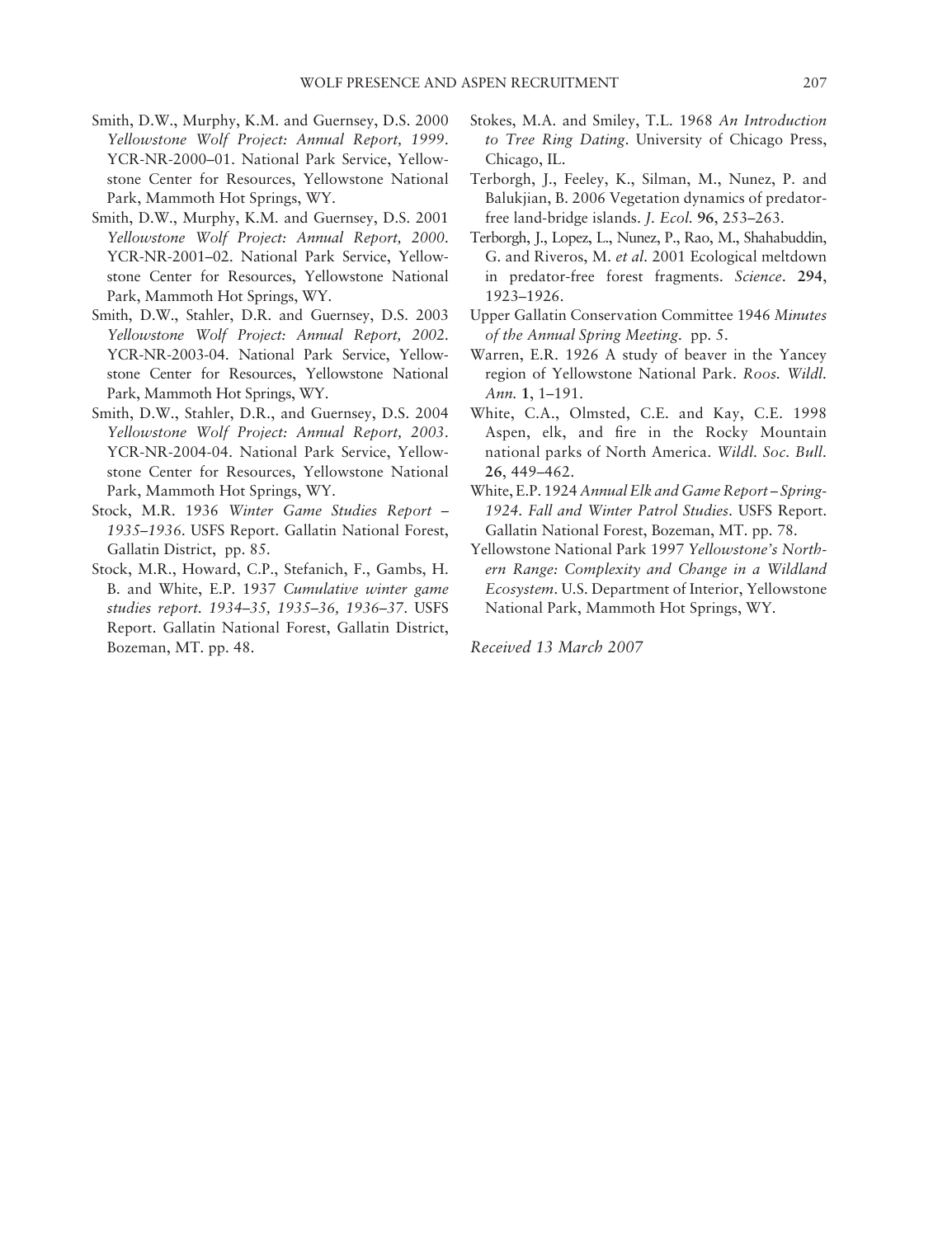Smith, D.W., Murphy, K.M. and Guernsey, D.S. 2000 *Yellowstone Wolf Project: Annual Report, 1999*. YCR-NR-2000–01. National Park Service, Yellowstone Center for Resources, Yellowstone National Park, Mammoth Hot Springs, WY.

Smith, D.W., Murphy, K.M. and Guernsey, D.S. 2001 *Yellowstone Wolf Project: Annual Report, 2000*. YCR-NR-2001–02. National Park Service, Yellowstone Center for Resources, Yellowstone National Park, Mammoth Hot Springs, WY.

Smith, D.W., Stahler, D.R. and Guernsey, D.S. 2003 *Yellowstone Wolf Project: Annual Report, 2002*. YCR-NR-2003-04. National Park Service, Yellowstone Center for Resources, Yellowstone National Park, Mammoth Hot Springs, WY.

Smith, D.W., Stahler, D.R., and Guernsey, D.S. 2004 *Yellowstone Wolf Project: Annual Report, 2003*. YCR-NR-2004-04. National Park Service, Yellowstone Center for Resources, Yellowstone National Park, Mammoth Hot Springs, WY.

Stock, M.R. 1936 *Winter Game Studies Report – 1935–1936*. USFS Report. Gallatin National Forest, Gallatin District, pp. 85.

Stock, M.R., Howard, C.P., Stefanich, F., Gambs, H. B. and White, E.P. 1937 *Cumulative winter game studies report. 1934–35, 1935–36, 1936–37*. USFS Report. Gallatin National Forest, Gallatin District, Bozeman, MT. pp. 48.

Stokes, M.A. and Smiley, T.L. 1968 *An Introduction to Tree Ring Dating*. University of Chicago Press, Chicago, IL.

Terborgh, J., Feeley, K., Silman, M., Nunez, P. and Balukjian, B. 2006 Vegetation dynamics of predator-free land-bridge islands. *J. Ecol.* **96**, 253–263.

Terborgh, J., Lopez, L., Nunez, P., Rao, M., Shahabuddin, G. and Riveros, M. *et al*. 2001 Ecological meltdown in predator-free forest fragments. *Science*. **294**, 1923–1926.

Upper Gallatin Conservation Committee 1946 *Minutes of the Annual Spring Meeting*. pp. 5.

Warren, E.R. 1926 A study of beaver in the Yancey region of Yellowstone National Park. *Roos. Wildl. Ann.* **1**, 1–191.

White, C.A., Olmsted, C.E. and Kay, C.E. 1998 Aspen, elk, and fire in the Rocky Mountain national parks of North America. *Wildl. Soc. Bull.* **26**, 449–462.

White, E.P. 1924 *Annual Elk and Game Report – Spring-1924. Fall and Winter Patrol Studies*. USFS Report. Gallatin National Forest, Bozeman, MT. pp. 78.

Yellowstone National Park 1997 *Yellowstone's Northern Range: Complexity and Change in a Wildland Ecosystem*. U.S. Department of Interior, Yellowstone National Park, Mammoth Hot Springs, WY.

*Received 13 March 2007*